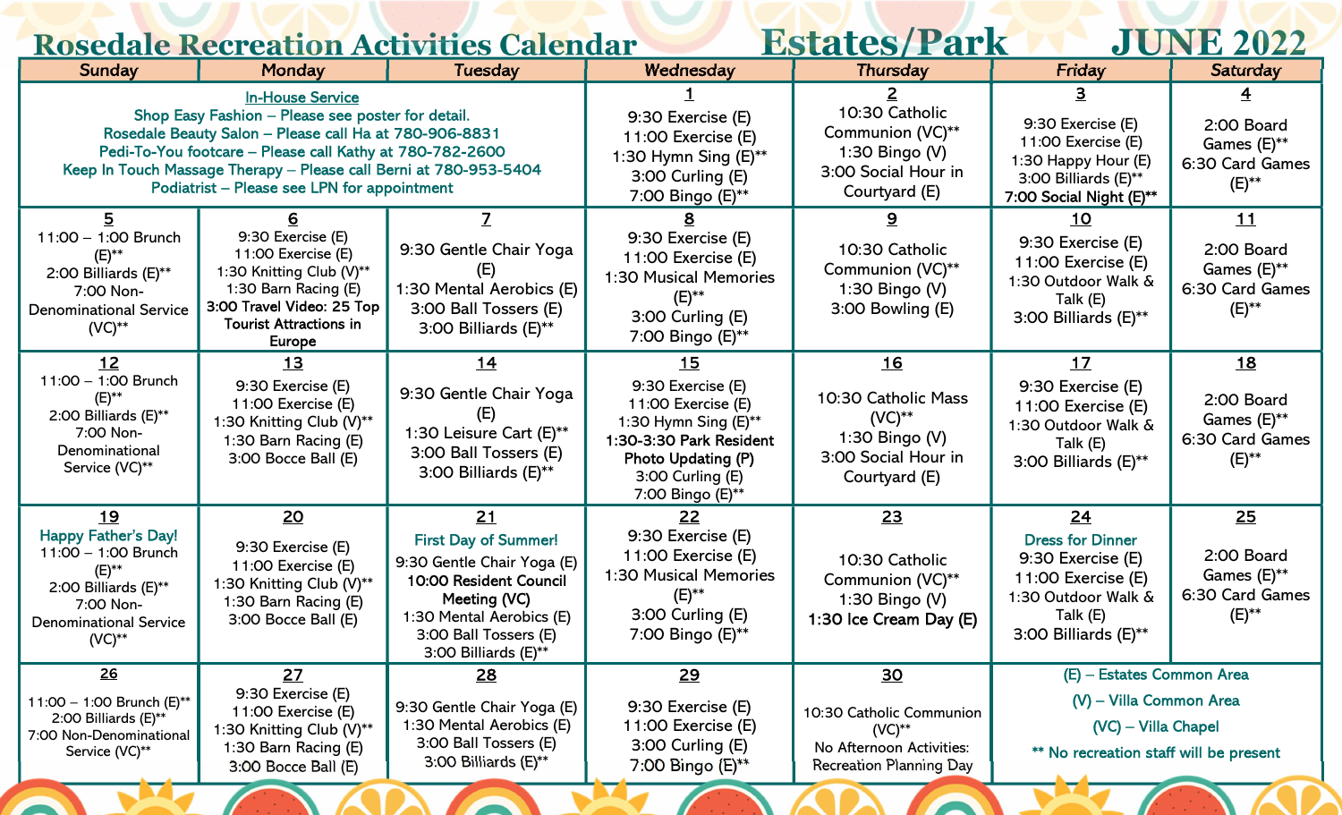# Rosedale Recreation Activities Calendar — Estates/Park — JUNE 2022

| Sunday | Monday | Tuesday | Wednesday | Thursday | Friday | Saturday |
|---|---|---|---|---|---|---|
| **In-House Service**<br>Shop Easy Fashion – Please see poster for detail.<br>Rosedale Beauty Salon – Please call Ha at 780-906-8831<br>Pedi-To-You footcare – Please call Kathy at 780-782-2600<br>Keep In Touch Massage Therapy – Please call Berni at 780-953-5404<br>Podiatrist – Please see LPN for appointment | | | **1**<br>9:30 Exercise (E)<br>11:00 Exercise (E)<br>1:30 Hymn Sing (E)**<br>3:00 Curling (E)<br>7:00 Bingo (E)** | **2**<br>10:30 Catholic Communion (VC)**<br>1:30 Bingo (V)<br>3:00 Social Hour in Courtyard (E) | **3**<br>9:30 Exercise (E)<br>11:00 Exercise (E)<br>1:30 Happy Hour (E)<br>3:00 Billiards (E)**<br>**7:00 Social Night (E)**** | **4**<br>2:00 Board Games (E)**<br>6:30 Card Games (E)** |
| **5**<br>11:00 – 1:00 Brunch (E)**<br>2:00 Billiards (E)**<br>7:00 Non-Denominational Service (VC)** | **6**<br>9:30 Exercise (E)<br>11:00 Exercise (E)<br>1:30 Knitting Club (V)**<br>1:30 Barn Racing (E)<br>**3:00 Travel Video: 25 Top Tourist Attractions in Europe** | **7**<br>9:30 Gentle Chair Yoga (E)<br>1:30 Mental Aerobics (E)<br>3:00 Ball Tossers (E)<br>3:00 Billiards (E)** | **8**<br>9:30 Exercise (E)<br>11:00 Exercise (E)<br>1:30 Musical Memories (E)**<br>3:00 Curling (E)<br>7:00 Bingo (E)** | **9**<br>10:30 Catholic Communion (VC)**<br>1:30 Bingo (V)<br>3:00 Bowling (E) | **10**<br>9:30 Exercise (E)<br>11:00 Exercise (E)<br>1:30 Outdoor Walk & Talk (E)<br>3:00 Billiards (E)** | **11**<br>2:00 Board Games (E)**<br>6:30 Card Games (E)** |
| **12**<br>11:00 – 1:00 Brunch (E)**<br>2:00 Billiards (E)**<br>7:00 Non-Denominational Service (VC)** | **13**<br>9:30 Exercise (E)<br>11:00 Exercise (E)<br>1:30 Knitting Club (V)**<br>1:30 Barn Racing (E)<br>3:00 Bocce Ball (E) | **14**<br>9:30 Gentle Chair Yoga (E)<br>1:30 Leisure Cart (E)**<br>3:00 Ball Tossers (E)<br>3:00 Billiards (E)** | **15**<br>9:30 Exercise (E)<br>11:00 Exercise (E)<br>1:30 Hymn Sing (E)**<br>**1:30-3:30 Park Resident Photo Updating (P)**<br>3:00 Curling (E)<br>7:00 Bingo (E)** | **16**<br>10:30 Catholic Mass (VC)**<br>1:30 Bingo (V)<br>3:00 Social Hour in Courtyard (E) | **17**<br>9:30 Exercise (E)<br>11:00 Exercise (E)<br>1:30 Outdoor Walk & Talk (E)<br>3:00 Billiards (E)** | **18**<br>2:00 Board Games (E)**<br>6:30 Card Games (E)** |
| **19**<br>Happy Father's Day!<br>11:00 – 1:00 Brunch (E)**<br>2:00 Billiards (E)**<br>7:00 Non-Denominational Service (VC)** | **20**<br>9:30 Exercise (E)<br>11:00 Exercise (E)<br>1:30 Knitting Club (V)**<br>1:30 Barn Racing (E)<br>3:00 Bocce Ball (E) | **21**<br>First Day of Summer!<br>9:30 Gentle Chair Yoga (E)<br>**10:00 Resident Council Meeting (VC)**<br>1:30 Mental Aerobics (E)<br>3:00 Ball Tossers (E)<br>3:00 Billiards (E)** | **22**<br>9:30 Exercise (E)<br>11:00 Exercise (E)<br>1:30 Musical Memories (E)**<br>3:00 Curling (E)<br>7:00 Bingo (E)** | **23**<br>10:30 Catholic Communion (VC)**<br>1:30 Bingo (V)<br>**1:30 Ice Cream Day (E)** | **24**<br>Dress for Dinner<br>9:30 Exercise (E)<br>11:00 Exercise (E)<br>1:30 Outdoor Walk & Talk (E)<br>3:00 Billiards (E)** | **25**<br>2:00 Board Games (E)**<br>6:30 Card Games (E)** |
| **26**<br>11:00 – 1:00 Brunch (E)**<br>2:00 Billiards (E)**<br>7:00 Non-Denominational Service (VC)** | **27**<br>9:30 Exercise (E)<br>11:00 Exercise (E)<br>1:30 Knitting Club (V)**<br>1:30 Barn Racing (E)<br>3:00 Bocce Ball (E) | **28**<br>9:30 Gentle Chair Yoga (E)<br>1:30 Mental Aerobics (E)<br>3:00 Ball Tossers (E)<br>3:00 Billiards (E)** | **29**<br>9:30 Exercise (E)<br>11:00 Exercise (E)<br>3:00 Curling (E)<br>7:00 Bingo (E)** | **30**<br>10:30 Catholic Communion (VC)**<br>No Afternoon Activities: Recreation Planning Day | (E) – Estates Common Area<br>(V) – Villa Common Area<br>(VC) – Villa Chapel<br>** No recreation staff will be present | |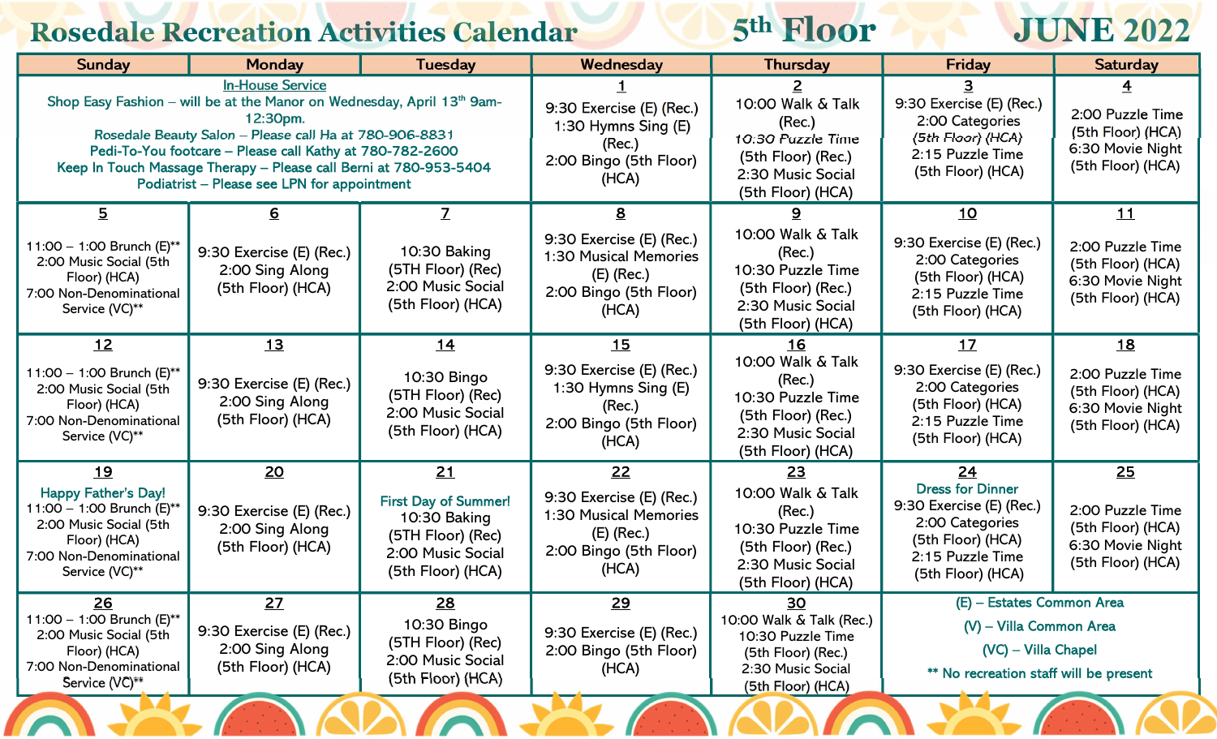# Rosedale Recreation Activities Calendar 5th Floor JUNE 2022

| Sunday | Monday | Tuesday | Wednesday | Thursday | Friday | Saturday |
|---|---|---|---|---|---|---|
| In-House Service<br>Shop Easy Fashion – will be at the Manor on Wednesday, April 13th 9am-12:30pm.<br>Rosedale Beauty Salon – Please call Ha at 780-906-8831<br>Pedi-To-You footcare – Please call Kathy at 780-782-2600<br>Keep In Touch Massage Therapy – Please call Berni at 780-953-5404<br>Podiatrist – Please see LPN for appointment | | | 1<br>9:30 Exercise (E) (Rec.)<br>1:30 Hymns Sing (E) (Rec.)<br>2:00 Bingo (5th Floor) (HCA) | 2<br>10:00 Walk & Talk (Rec.)<br>10:30 Puzzle Time (5th Floor) (Rec.)<br>2:30 Music Social (5th Floor) (HCA) | 3<br>9:30 Exercise (E) (Rec.)<br>2:00 Categories (5th Floor) (HCA)<br>2:15 Puzzle Time (5th Floor) (HCA) | 4<br>2:00 Puzzle Time (5th Floor) (HCA)<br>6:30 Movie Night (5th Floor) (HCA) |
| 5<br>11:00 – 1:00 Brunch (E)**<br>2:00 Music Social (5th Floor) (HCA)<br>7:00 Non-Denominational Service (VC)** | 6<br>9:30 Exercise (E) (Rec.)<br>2:00 Sing Along (5th Floor) (HCA) | 7<br>10:30 Baking (5TH Floor) (Rec)<br>2:00 Music Social (5th Floor) (HCA) | 8<br>9:30 Exercise (E) (Rec.)<br>1:30 Musical Memories (E) (Rec.)<br>2:00 Bingo (5th Floor) (HCA) | 9<br>10:00 Walk & Talk (Rec.)<br>10:30 Puzzle Time (5th Floor) (Rec.)<br>2:30 Music Social (5th Floor) (HCA) | 10<br>9:30 Exercise (E) (Rec.)<br>2:00 Categories (5th Floor) (HCA)<br>2:15 Puzzle Time (5th Floor) (HCA) | 11<br>2:00 Puzzle Time (5th Floor) (HCA)<br>6:30 Movie Night (5th Floor) (HCA) |
| 12<br>11:00 – 1:00 Brunch (E)**<br>2:00 Music Social (5th Floor) (HCA)<br>7:00 Non-Denominational Service (VC)** | 13<br>9:30 Exercise (E) (Rec.)<br>2:00 Sing Along (5th Floor) (HCA) | 14<br>10:30 Bingo (5TH Floor) (Rec)<br>2:00 Music Social (5th Floor) (HCA) | 15<br>9:30 Exercise (E) (Rec.)<br>1:30 Hymns Sing (E) (Rec.)<br>2:00 Bingo (5th Floor) (HCA) | 16<br>10:00 Walk & Talk (Rec.)<br>10:30 Puzzle Time (5th Floor) (Rec.)<br>2:30 Music Social (5th Floor) (HCA) | 17<br>9:30 Exercise (E) (Rec.)<br>2:00 Categories (5th Floor) (HCA)<br>2:15 Puzzle Time (5th Floor) (HCA) | 18<br>2:00 Puzzle Time (5th Floor) (HCA)<br>6:30 Movie Night (5th Floor) (HCA) |
| 19<br>Happy Father's Day!<br>11:00 – 1:00 Brunch (E)**<br>2:00 Music Social (5th Floor) (HCA)<br>7:00 Non-Denominational Service (VC)** | 20<br>9:30 Exercise (E) (Rec.)<br>2:00 Sing Along (5th Floor) (HCA) | 21<br>First Day of Summer!<br>10:30 Baking (5TH Floor) (Rec)<br>2:00 Music Social (5th Floor) (HCA) | 22<br>9:30 Exercise (E) (Rec.)<br>1:30 Musical Memories (E) (Rec.)<br>2:00 Bingo (5th Floor) (HCA) | 23<br>10:00 Walk & Talk (Rec.)<br>10:30 Puzzle Time (5th Floor) (Rec.)<br>2:30 Music Social (5th Floor) (HCA) | 24<br>Dress for Dinner<br>9:30 Exercise (E) (Rec.)<br>2:00 Categories (5th Floor) (HCA)<br>2:15 Puzzle Time (5th Floor) (HCA) | 25<br>2:00 Puzzle Time (5th Floor) (HCA)<br>6:30 Movie Night (5th Floor) (HCA) |
| 26<br>11:00 – 1:00 Brunch (E)**<br>2:00 Music Social (5th Floor) (HCA)<br>7:00 Non-Denominational Service (VC)** | 27<br>9:30 Exercise (E) (Rec.)<br>2:00 Sing Along (5th Floor) (HCA) | 28<br>10:30 Bingo (5TH Floor) (Rec)<br>2:00 Music Social (5th Floor) (HCA) | 29<br>9:30 Exercise (E) (Rec.)<br>2:00 Bingo (5th Floor) (HCA) | 30<br>10:00 Walk & Talk (Rec.)<br>10:30 Puzzle Time (5th Floor) (Rec.)<br>2:30 Music Social (5th Floor) (HCA) | (E) – Estates Common Area<br>(V) – Villa Common Area<br>(VC) – Villa Chapel<br>** No recreation staff will be present | |